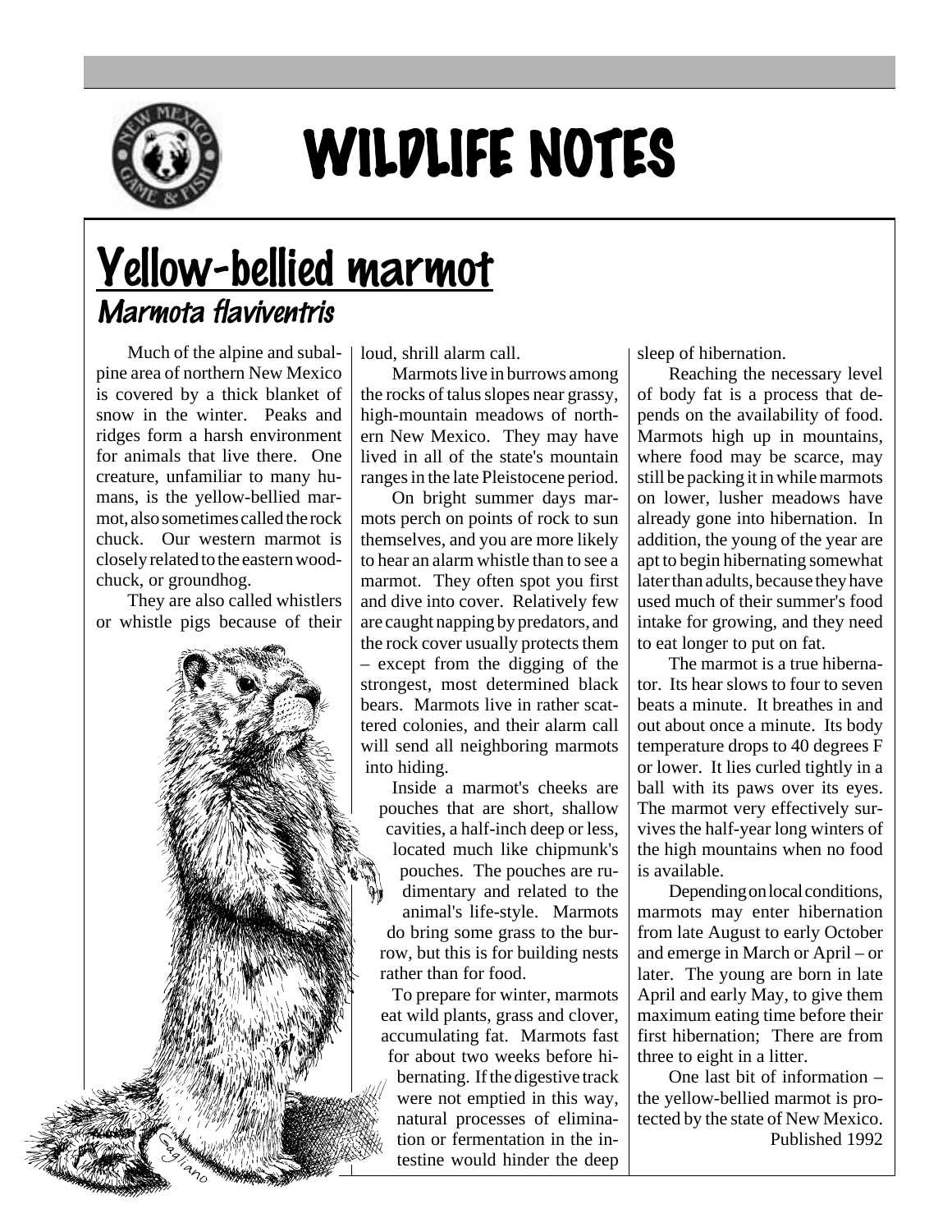# WILDLIFE NOTES

# Yellow-bellied marmot

## *Marmota flaviventris*

Much of the alpine and subalpine area of northern New Mexico is covered by a thick blanket of snow in the winter. Peaks and ridges form a harsh environment for animals that live there. One creature, unfamiliar to many humans, is the yellow-bellied marmot, also sometimes called the rock chuck. Our western marmot is closely related to the eastern woodchuck, or groundhog.

They are also called whistlers or whistle pigs because of their loud, shrill alarm call.

Marmots live in burrows among the rocks of talus slopes near grassy, high-mountain meadows of northern New Mexico. They may have lived in all of the state's mountain ranges in the late Pleistocene period.

On bright summer days marmots perch on points of rock to sun themselves, and you are more likely to hear an alarm whistle than to see a marmot. They often spot you first and dive into cover. Relatively few are caught napping by predators, and the rock cover usually protects them – except from the digging of the strongest, most determined black bears. Marmots live in rather scattered colonies, and their alarm call will send all neighboring marmots into hiding.

Inside a marmot's cheeks are pouches that are short, shallow cavities, a half-inch deep or less, located much like chipmunk's pouches. The pouches are rudimentary and related to the animal's life-style. Marmots do bring some grass to the burrow, but this is for building nests rather than for food.

To prepare for winter, marmots eat wild plants, grass and clover, accumulating fat. Marmots fast for about two weeks before hibernating. If the digestive track were not emptied in this way, natural processes of elimination or fermentation in the intestine would hinder the deep sleep of hibernation.

Reaching the necessary level of body fat is a process that depends on the availability of food. Marmots high up in mountains, where food may be scarce, may still be packing it in while marmots on lower, lusher meadows have already gone into hibernation. In addition, the young of the year are apt to begin hibernating somewhat later than adults, because they have used much of their summer's food intake for growing, and they need to eat longer to put on fat.

The marmot is a true hibernator. Its hear slows to four to seven beats a minute. It breathes in and out about once a minute. Its body temperature drops to 40 degrees F or lower. It lies curled tightly in a ball with its paws over its eyes. The marmot very effectively survives the half-year long winters of the high mountains when no food is available.

Depending on local conditions, marmots may enter hibernation from late August to early October and emerge in March or April – or later. The young are born in late April and early May, to give them maximum eating time before their first hibernation; There are from three to eight in a litter.

One last bit of information – the yellow-bellied marmot is protected by the state of New Mexico.

Published 1992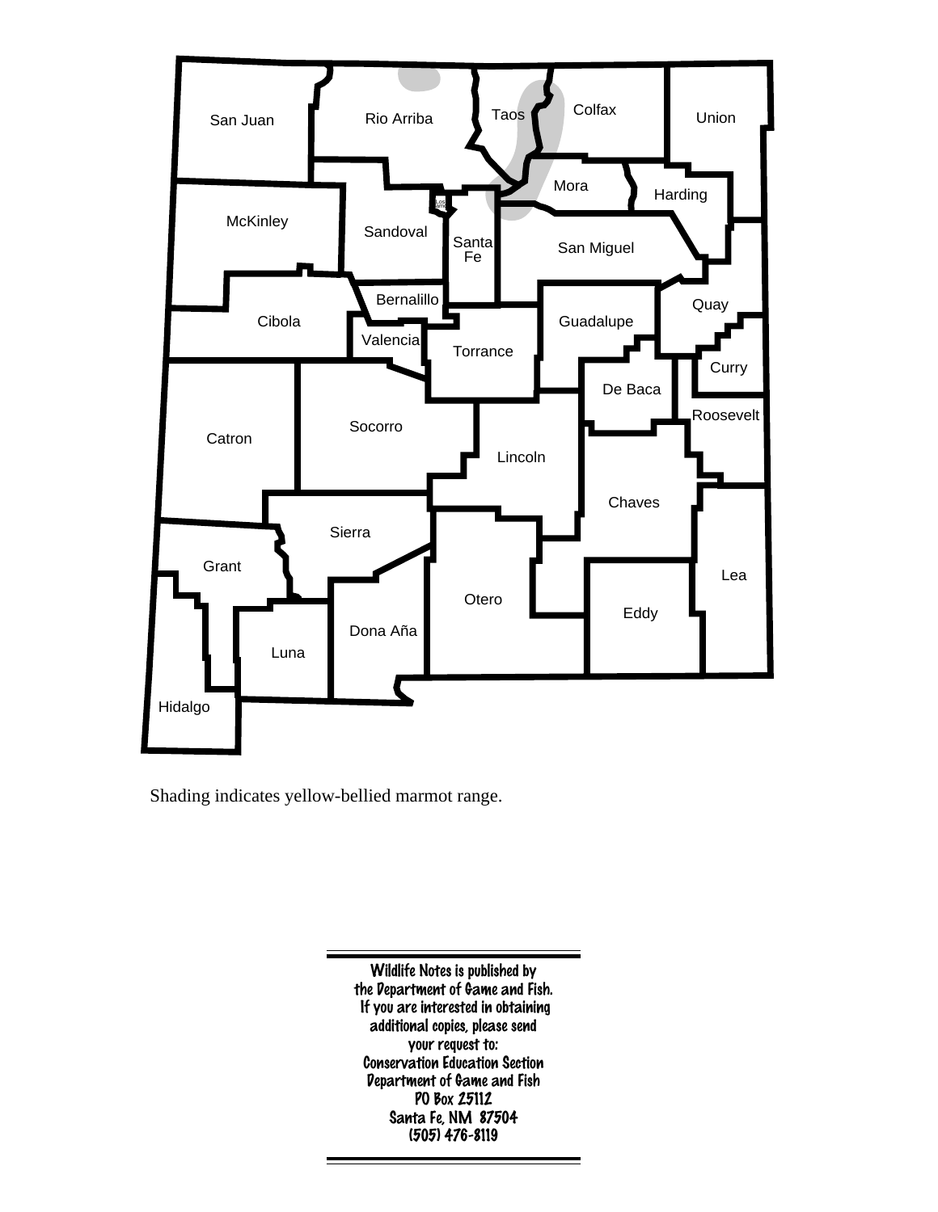San Juan

Rio Arriba

Taos

Colfax

Union

Mora

Harding

McKinley

Sandoval

Santa Fe

San Miguel

Bernalillo

Quay

Cibola

Guadalupe

Valencia

Torrance

Curry

De Baca

Roosevelt

Socorro

Catron

Lincoln

Chaves

Sierra

Grant

Lea

Otero

Eddy

Dona Aña

Luna

Hidalgo

Shading indicates yellow-bellied marmot range.

Wildlife Notes is published by
the Department of Game and Fish.
If you are interested in obtaining
additional copies, please send
your request to:
Conservation Education Section
Department of Game and Fish
PO Box 25112
Santa Fe, NM 87504
(505) 476-8119